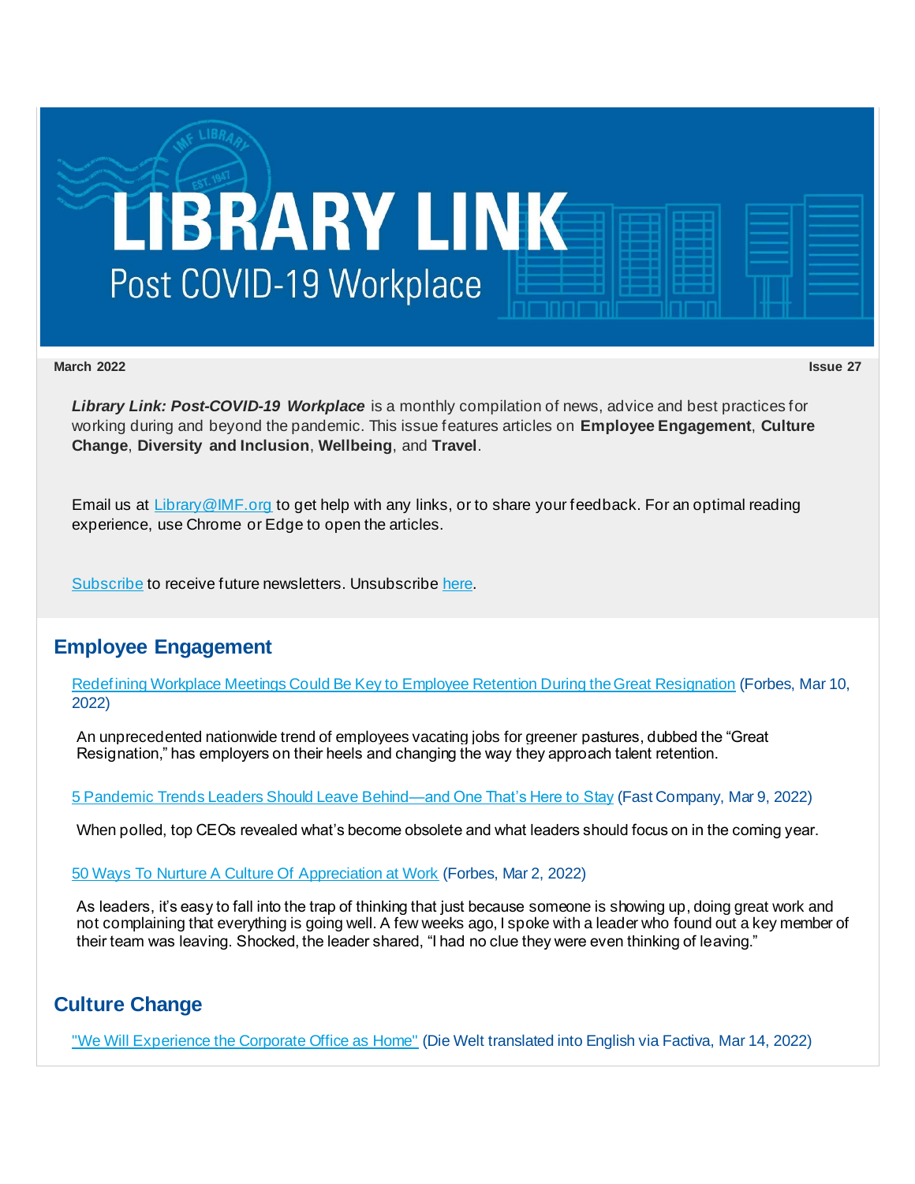# LIBRARY LINK

Post COVID-19 Workplace

**March 2022** **Issue 27**

***Library Link: Post-COVID-19 Workplace*** is a monthly compilation of news, advice and best practices for working during and beyond the pandemic. This issue features articles on **Employee Engagement**, **Culture Change**, **Diversity and Inclusion**, **Wellbeing**, and **Travel**.

Email us at Library@IMF.org to get help with any links, or to share your feedback. For an optimal reading experience, use Chrome or Edge to open the articles.

Subscribe to receive future newsletters. Unsubscribe here.

## Employee Engagement

Redefining Workplace Meetings Could Be Key to Employee Retention During the Great Resignation (Forbes, Mar 10, 2022)

An unprecedented nationwide trend of employees vacating jobs for greener pastures, dubbed the "Great Resignation," has employers on their heels and changing the way they approach talent retention.

5 Pandemic Trends Leaders Should Leave Behind—and One That's Here to Stay (Fast Company, Mar 9, 2022)

When polled, top CEOs revealed what's become obsolete and what leaders should focus on in the coming year.

50 Ways To Nurture A Culture Of Appreciation at Work (Forbes, Mar 2, 2022)

As leaders, it's easy to fall into the trap of thinking that just because someone is showing up, doing great work and not complaining that everything is going well. A few weeks ago, I spoke with a leader who found out a key member of their team was leaving. Shocked, the leader shared, "I had no clue they were even thinking of leaving."

## Culture Change

"We Will Experience the Corporate Office as Home" (Die Welt translated into English via Factiva, Mar 14, 2022)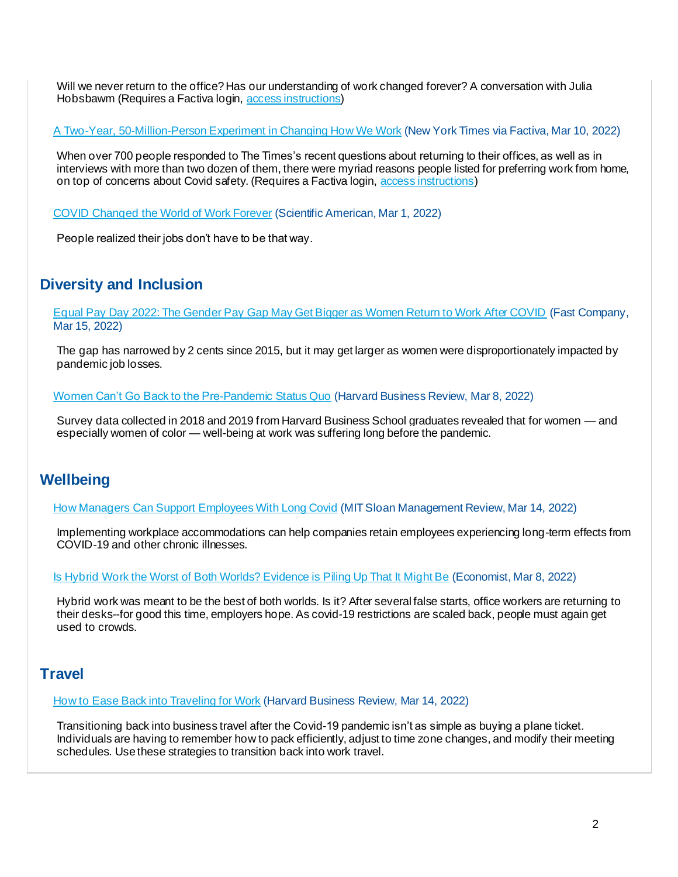Will we never return to the office? Has our understanding of work changed forever? A conversation with Julia Hobsbawm (Requires a Factiva login, access instructions)

A Two-Year, 50-Million-Person Experiment in Changing How We Work (New York Times via Factiva, Mar 10, 2022)

When over 700 people responded to The Times's recent questions about returning to their offices, as well as in interviews with more than two dozen of them, there were myriad reasons people listed for preferring work from home, on top of concerns about Covid safety. (Requires a Factiva login, access instructions)

COVID Changed the World of Work Forever (Scientific American, Mar 1, 2022)

People realized their jobs don't have to be that way.

## Diversity and Inclusion

Equal Pay Day 2022: The Gender Pay Gap May Get Bigger as Women Return to Work After COVID (Fast Company, Mar 15, 2022)

The gap has narrowed by 2 cents since 2015, but it may get larger as women were disproportionately impacted by pandemic job losses.

Women Can't Go Back to the Pre-Pandemic Status Quo (Harvard Business Review, Mar 8, 2022)

Survey data collected in 2018 and 2019 from Harvard Business School graduates revealed that for women — and especially women of color — well-being at work was suffering long before the pandemic.

## Wellbeing

How Managers Can Support Employees With Long Covid (MIT Sloan Management Review, Mar 14, 2022)

Implementing workplace accommodations can help companies retain employees experiencing long-term effects from COVID-19 and other chronic illnesses.

Is Hybrid Work the Worst of Both Worlds? Evidence is Piling Up That It Might Be (Economist, Mar 8, 2022)

Hybrid work was meant to be the best of both worlds. Is it? After several false starts, office workers are returning to their desks--for good this time, employers hope. As covid-19 restrictions are scaled back, people must again get used to crowds.

## Travel

How to Ease Back into Traveling for Work (Harvard Business Review, Mar 14, 2022)

Transitioning back into business travel after the Covid-19 pandemic isn't as simple as buying a plane ticket. Individuals are having to remember how to pack efficiently, adjust to time zone changes, and modify their meeting schedules. Use these strategies to transition back into work travel.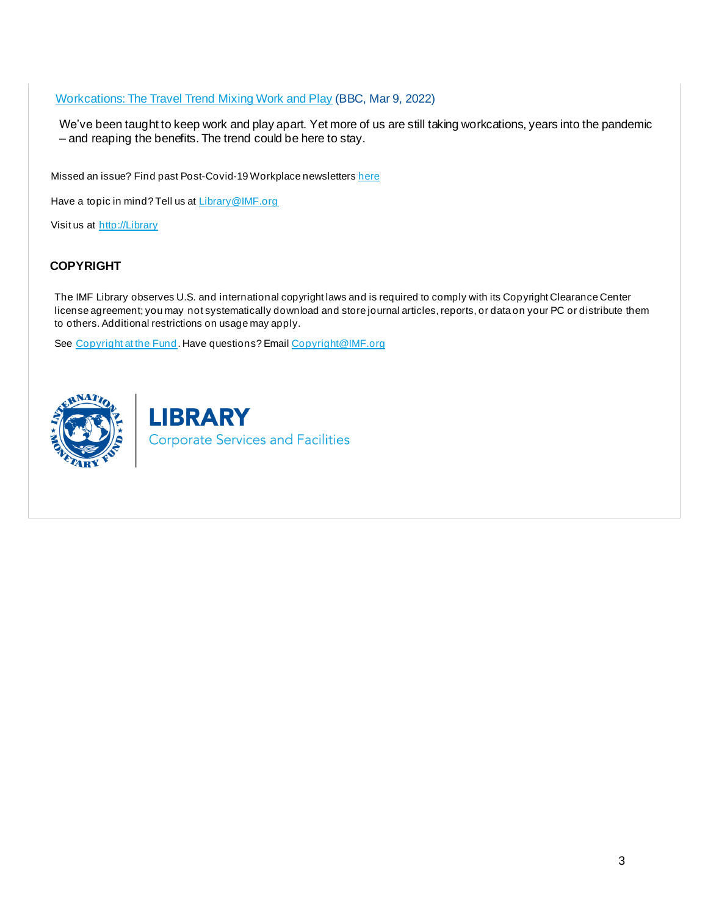[Workcations: The Travel Trend Mixing Work and Play](#) (BBC, Mar 9, 2022)

We've been taught to keep work and play apart. Yet more of us are still taking workcations, years into the pandemic – and reaping the benefits. The trend could be here to stay.

Missed an issue? Find past Post-Covid-19 Workplace newsletters [here](#)

Have a topic in mind? Tell us at [Library@IMF.org](mailto:Library@IMF.org)

Visit us at [http://Library](http://Library)

## COPYRIGHT

The IMF Library observes U.S. and international copyright laws and is required to comply with its Copyright Clearance Center license agreement; you may not systematically download and store journal articles, reports, or data on your PC or distribute them to others. Additional restrictions on usage may apply.

See [Copyright at the Fund](#). Have questions? Email [Copyright@IMF.org](mailto:Copyright@IMF.org)

INTERNATIONAL MONETARY FUND

**LIBRARY**
Corporate Services and Facilities